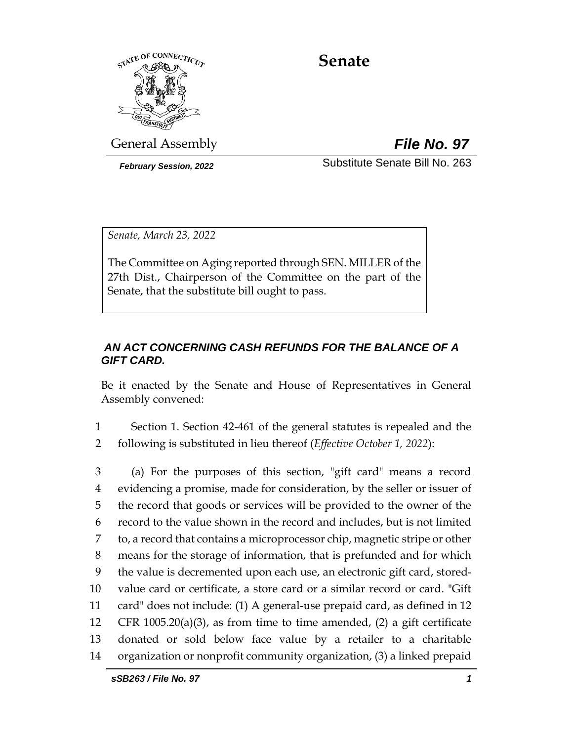# Senate

General Assembly

***File No. 97***

***February Session, 2022***

Substitute Senate Bill No. 263

*Senate, March 23, 2022*

The Committee on Aging reported through SEN. MILLER of the 27th Dist., Chairperson of the Committee on the part of the Senate, that the substitute bill ought to pass.

***AN ACT CONCERNING CASH REFUNDS FOR THE BALANCE OF A GIFT CARD.***

Be it enacted by the Senate and House of Representatives in General Assembly convened:

1 Section 1. Section 42-461 of the general statutes is repealed and the
2 following is substituted in lieu thereof (*Effective October 1, 2022*):

3 (a) For the purposes of this section, "gift card" means a record
4 evidencing a promise, made for consideration, by the seller or issuer of
5 the record that goods or services will be provided to the owner of the
6 record to the value shown in the record and includes, but is not limited
7 to, a record that contains a microprocessor chip, magnetic stripe or other
8 means for the storage of information, that is prefunded and for which
9 the value is decremented upon each use, an electronic gift card, stored-
10 value card or certificate, a store card or a similar record or card. "Gift
11 card" does not include: (1) A general-use prepaid card, as defined in 12
12 CFR 1005.20(a)(3), as from time to time amended, (2) a gift certificate
13 donated or sold below face value by a retailer to a charitable
14 organization or nonprofit community organization, (3) a linked prepaid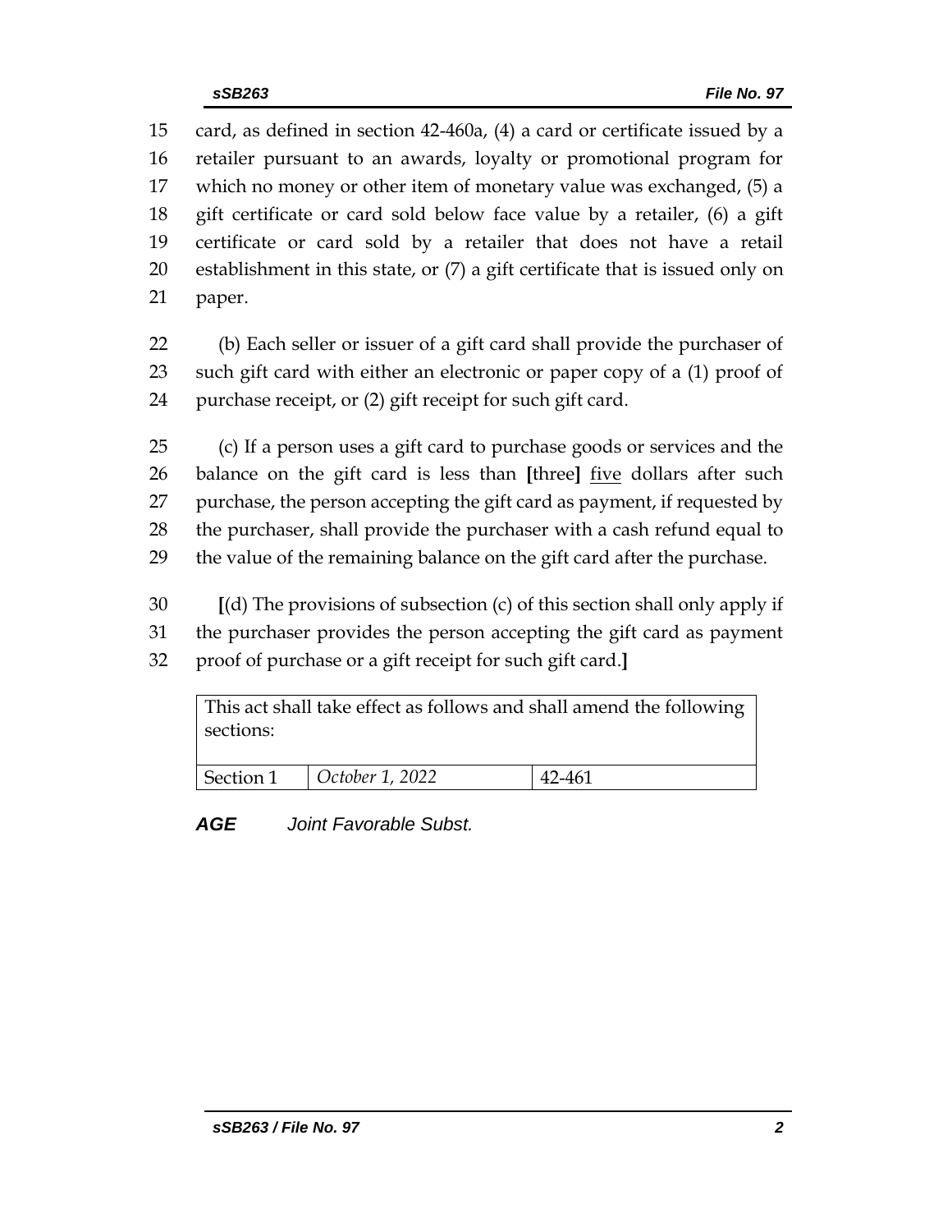card, as defined in section 42-460a, (4) a card or certificate issued by a retailer pursuant to an awards, loyalty or promotional program for which no money or other item of monetary value was exchanged, (5) a gift certificate or card sold below face value by a retailer, (6) a gift certificate or card sold by a retailer that does not have a retail establishment in this state, or (7) a gift certificate that is issued only on paper.

(b) Each seller or issuer of a gift card shall provide the purchaser of such gift card with either an electronic or paper copy of a (1) proof of purchase receipt, or (2) gift receipt for such gift card.

(c) If a person uses a gift card to purchase goods or services and the balance on the gift card is less than **[**three**]** <u>five</u> dollars after such purchase, the person accepting the gift card as payment, if requested by the purchaser, shall provide the purchaser with a cash refund equal to the value of the remaining balance on the gift card after the purchase.

**[**(d) The provisions of subsection (c) of this section shall only apply if the purchaser provides the person accepting the gift card as payment proof of purchase or a gift receipt for such gift card.**]**

| This act shall take effect as follows and shall amend the following sections: | | |
|---|---|---|
| Section 1 | *October 1, 2022* | 42-461 |

***AGE*** *Joint Favorable Subst.*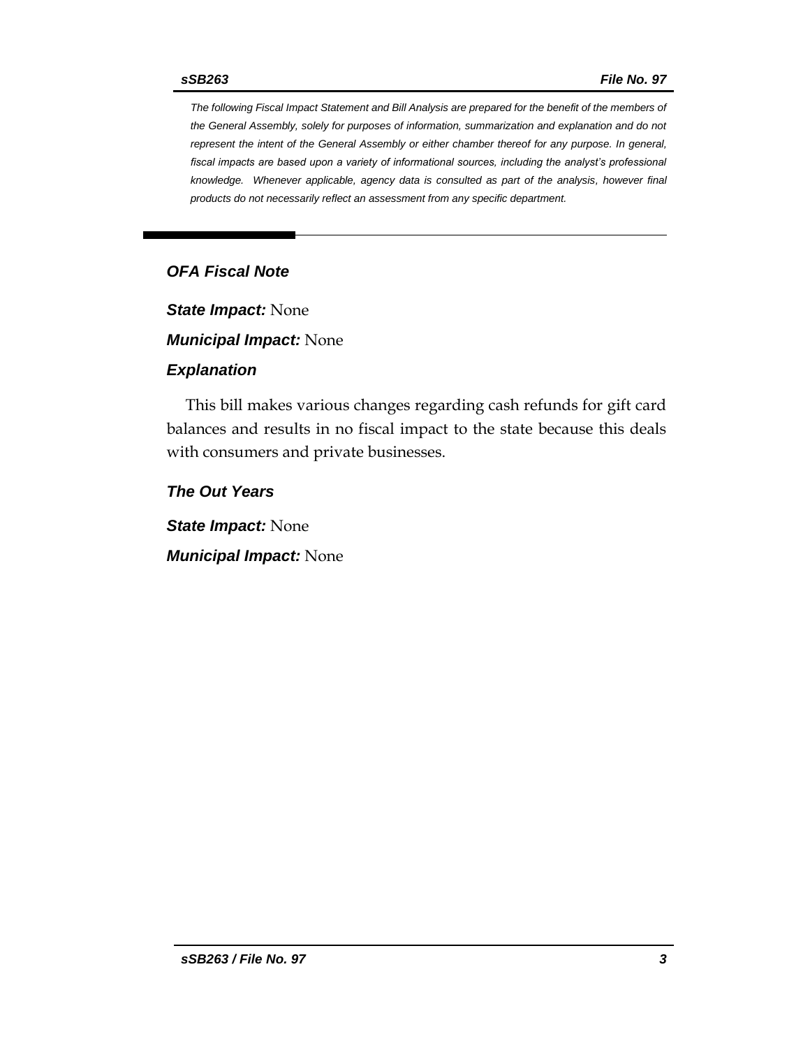*The following Fiscal Impact Statement and Bill Analysis are prepared for the benefit of the members of the General Assembly, solely for purposes of information, summarization and explanation and do not represent the intent of the General Assembly or either chamber thereof for any purpose. In general, fiscal impacts are based upon a variety of informational sources, including the analyst's professional knowledge. Whenever applicable, agency data is consulted as part of the analysis, however final products do not necessarily reflect an assessment from any specific department.*

---

### *OFA Fiscal Note*

***State Impact:*** None

***Municipal Impact:*** None

### *Explanation*

This bill makes various changes regarding cash refunds for gift card balances and results in no fiscal impact to the state because this deals with consumers and private businesses.

### *The Out Years*

***State Impact:*** None

***Municipal Impact:*** None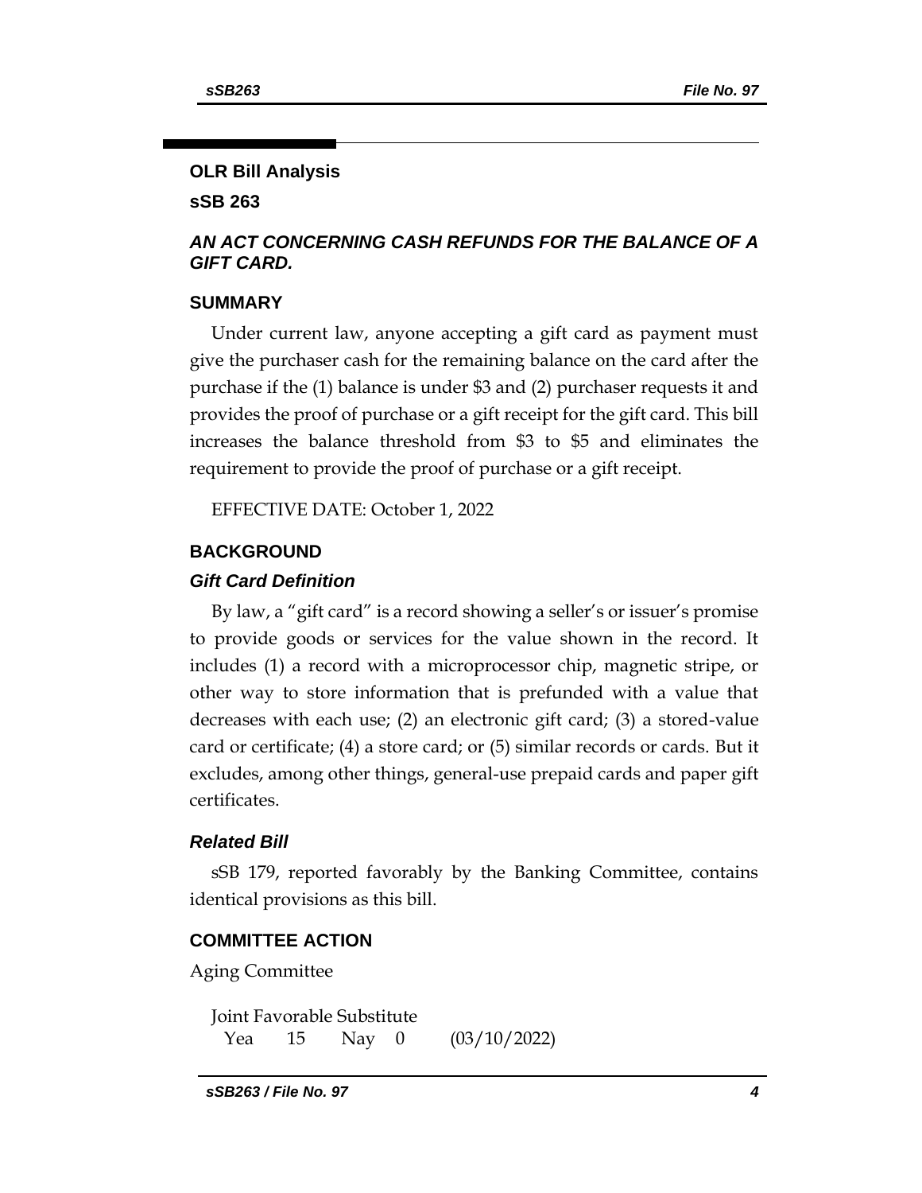## OLR Bill Analysis

## sSB 263

### *AN ACT CONCERNING CASH REFUNDS FOR THE BALANCE OF A GIFT CARD.*

### SUMMARY

Under current law, anyone accepting a gift card as payment must give the purchaser cash for the remaining balance on the card after the purchase if the (1) balance is under $3 and (2) purchaser requests it and provides the proof of purchase or a gift receipt for the gift card. This bill increases the balance threshold from $3 to $5 and eliminates the requirement to provide the proof of purchase or a gift receipt.

EFFECTIVE DATE: October 1, 2022

### BACKGROUND

#### *Gift Card Definition*

By law, a "gift card" is a record showing a seller's or issuer's promise to provide goods or services for the value shown in the record. It includes (1) a record with a microprocessor chip, magnetic stripe, or other way to store information that is prefunded with a value that decreases with each use; (2) an electronic gift card; (3) a stored-value card or certificate; (4) a store card; or (5) similar records or cards. But it excludes, among other things, general-use prepaid cards and paper gift certificates.

#### *Related Bill*

sSB 179, reported favorably by the Banking Committee, contains identical provisions as this bill.

### COMMITTEE ACTION

Aging Committee

Joint Favorable Substitute
Yea 15 Nay 0 (03/10/2022)